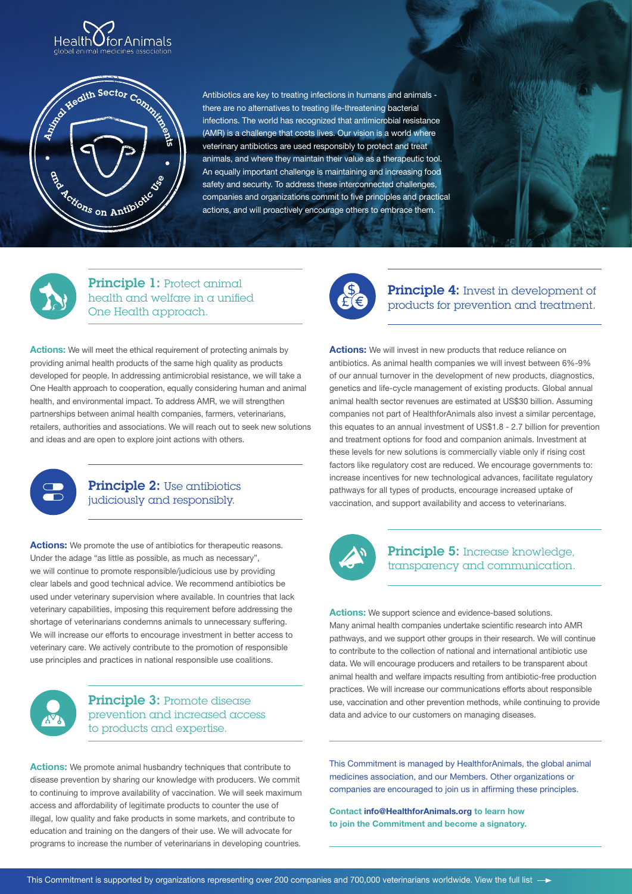HealthforAnimals
global animal medicines association

Animal Health Sector Commitments and Actions on Antibiotic Use

Antibiotics are key to treating infections in humans and animals - there are no alternatives to treating life-threatening bacterial infections. The world has recognized that antimicrobial resistance (AMR) is a challenge that costs lives. Our vision is a world where veterinary antibiotics are used responsibly to protect and treat animals, and where they maintain their value as a therapeutic tool. An equally important challenge is maintaining and increasing food safety and security. To address these interconnected challenges, companies and organizations commit to five principles and practical actions, and will proactively encourage others to embrace them.

## Principle 1: Protect animal health and welfare in a unified One Health approach.

**Actions:** We will meet the ethical requirement of protecting animals by providing animal health products of the same high quality as products developed for people. In addressing antimicrobial resistance, we will take a One Health approach to cooperation, equally considering human and animal health, and environmental impact. To address AMR, we will strengthen partnerships between animal health companies, farmers, veterinarians, retailers, authorities and associations. We will reach out to seek new solutions and ideas and are open to explore joint actions with others.

## Principle 2: Use antibiotics judiciously and responsibly.

**Actions:** We promote the use of antibiotics for therapeutic reasons. Under the adage "as little as possible, as much as necessary", we will continue to promote responsible/judicious use by providing clear labels and good technical advice. We recommend antibiotics be used under veterinary supervision where available. In countries that lack veterinary capabilities, imposing this requirement before addressing the shortage of veterinarians condemns animals to unnecessary suffering. We will increase our efforts to encourage investment in better access to veterinary care. We actively contribute to the promotion of responsible use principles and practices in national responsible use coalitions.

## Principle 3: Promote disease prevention and increased access to products and expertise.

**Actions:** We promote animal husbandry techniques that contribute to disease prevention by sharing our knowledge with producers. We commit to continuing to improve availability of vaccination. We will seek maximum access and affordability of legitimate products to counter the use of illegal, low quality and fake products in some markets, and contribute to education and training on the dangers of their use. We will advocate for programs to increase the number of veterinarians in developing countries.

## Principle 4: Invest in development of products for prevention and treatment.

**Actions:** We will invest in new products that reduce reliance on antibiotics. As animal health companies we will invest between 6%-9% of our annual turnover in the development of new products, diagnostics, genetics and life-cycle management of existing products. Global annual animal health sector revenues are estimated at US$30 billion. Assuming companies not part of HealthforAnimals also invest a similar percentage, this equates to an annual investment of US$1.8 - 2.7 billion for prevention and treatment options for food and companion animals. Investment at these levels for new solutions is commercially viable only if rising cost factors like regulatory cost are reduced. We encourage governments to: increase incentives for new technological advances, facilitate regulatory pathways for all types of products, encourage increased uptake of vaccination, and support availability and access to veterinarians.

## Principle 5: Increase knowledge, transparency and communication.

**Actions:** We support science and evidence-based solutions. Many animal health companies undertake scientific research into AMR pathways, and we support other groups in their research. We will continue to contribute to the collection of national and international antibiotic use data. We will encourage producers and retailers to be transparent about animal health and welfare impacts resulting from antibiotic-free production practices. We will increase our communications efforts about responsible use, vaccination and other prevention methods, while continuing to provide data and advice to our customers on managing diseases.

This Commitment is managed by HealthforAnimals, the global animal medicines association, and our Members. Other organizations or companies are encouraged to join us in affirming these principles.

**Contact info@HealthforAnimals.org to learn how to join the Commitment and become a signatory.**

This Commitment is supported by organizations representing over 200 companies and 700,000 veterinarians worldwide. View the full list →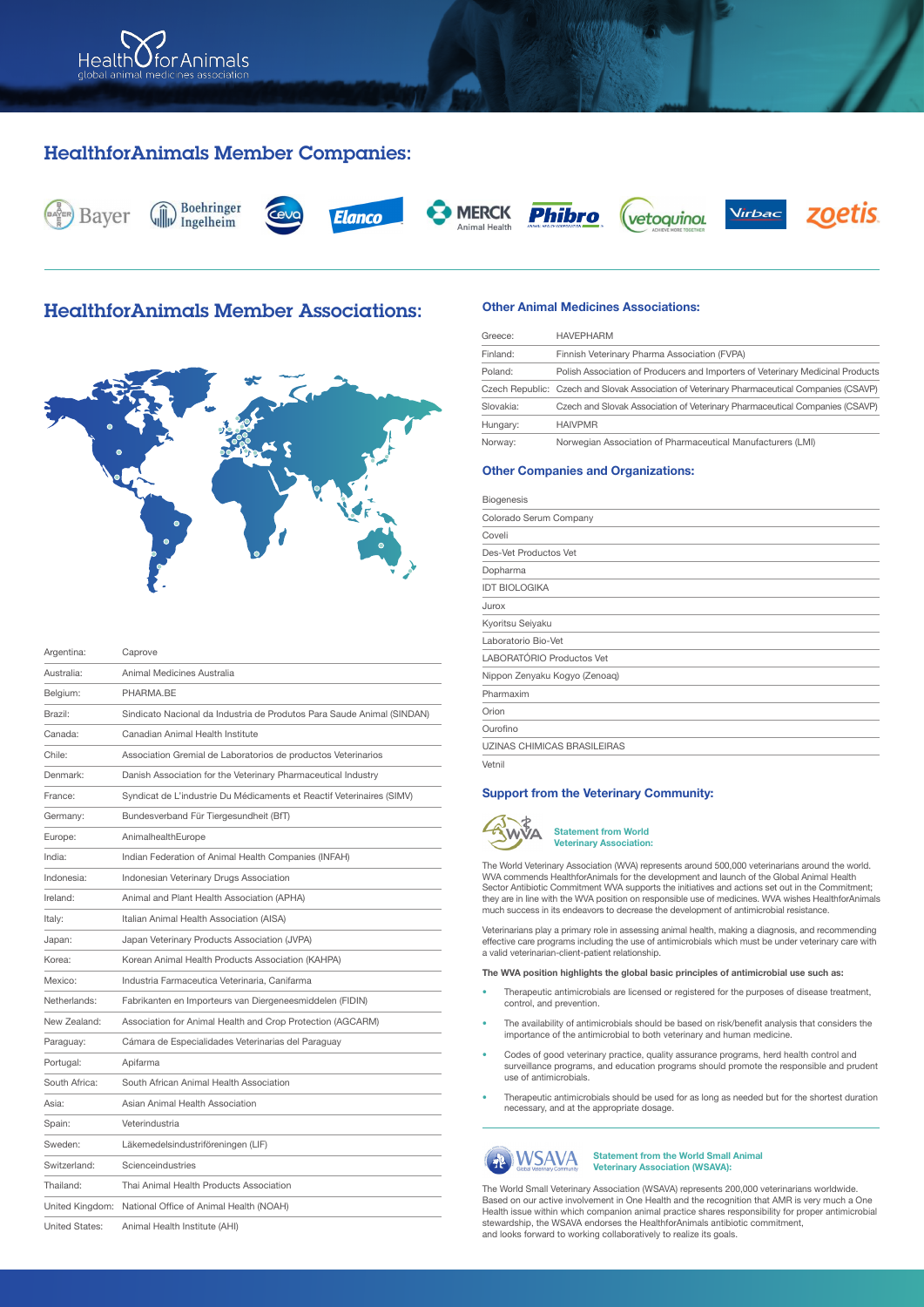## HealthforAnimals Member Companies:

Bayer, Boehringer Ingelheim, Ceva, Elanco, Merck Animal Health, Phibro, Vetoquinol, Virbac, Zoetis

## HealthforAnimals Member Associations:

| | |
|---|---|
| Argentina: | Caprove |
| Australia: | Animal Medicines Australia |
| Belgium: | PHARMA.BE |
| Brazil: | Sindicato Nacional da Industria de Produtos Para Saude Animal (SINDAN) |
| Canada: | Canadian Animal Health Institute |
| Chile: | Association Gremial de Laboratorios de productos Veterinarios |
| Denmark: | Danish Association for the Veterinary Pharmaceutical Industry |
| France: | Syndicat de L'industrie Du Médicaments et Reactif Veterinaires (SIMV) |
| Germany: | Bundesverband Für Tiergesundheit (BfT) |
| Europe: | AnimalhealthEurope |
| India: | Indian Federation of Animal Health Companies (INFAH) |
| Indonesia: | Indonesian Veterinary Drugs Association |
| Ireland: | Animal and Plant Health Association (APHA) |
| Italy: | Italian Animal Health Association (AISA) |
| Japan: | Japan Veterinary Products Association (JVPA) |
| Korea: | Korean Animal Health Products Association (KAHPA) |
| Mexico: | Industria Farmaceutica Veterinaria, Canifarma |
| Netherlands: | Fabrikanten en Importeurs van Diergeneesmiddelen (FIDIN) |
| New Zealand: | Association for Animal Health and Crop Protection (AGCARM) |
| Paraguay: | Cámara de Especialidades Veterinarias del Paraguay |
| Portugal: | Apifarma |
| South Africa: | South African Animal Health Association |
| Asia: | Asian Animal Health Association |
| Spain: | Veterindustria |
| Sweden: | Läkemedelsindustriföreningen (LIF) |
| Switzerland: | Scienceindustries |
| Thailand: | Thai Animal Health Products Association |
| United Kingdom: | National Office of Animal Health (NOAH) |
| United States: | Animal Health Institute (AHI) |

### Other Animal Medicines Associations:

| | |
|---|---|
| Greece: | HAVEPHARM |
| Finland: | Finnish Veterinary Pharma Association (FVPA) |
| Poland: | Polish Association of Producers and Importers of Veterinary Medicinal Products |
| Czech Republic: | Czech and Slovak Association of Veterinary Pharmaceutical Companies (CSAVP) |
| Slovakia: | Czech and Slovak Association of Veterinary Pharmaceutical Companies (CSAVP) |
| Hungary: | HAIVPMR |
| Norway: | Norwegian Association of Pharmaceutical Manufacturers (LMI) |

### Other Companies and Organizations:

- Biogenesis
- Colorado Serum Company
- Coveli
- Des-Vet Productos Vet
- Dopharma
- IDT BIOLOGIKA
- Jurox
- Kyoritsu Seiyaku
- Laboratorio Bio-Vet
- LABORATÓRIO Productos Vet
- Nippon Zenyaku Kogyo (Zenoaq)
- Pharmaxim
- Orion
- Ourofino
- UZINAS CHIMICAS BRASILEIRAS
- Vetnil

### Support from the Veterinary Community:

**Statement from World Veterinary Association:**

The World Veterinary Association (WVA) represents around 500,000 veterinarians around the world. WVA commends HealthforAnimals for the development and launch of the Global Animal Health Sector Antibiotic Commitment WVA supports the initiatives and actions set out in the Commitment; they are in line with the WVA position on responsible use of medicines. WVA wishes HealthforAnimals much success in its endeavors to decrease the development of antimicrobial resistance.

Veterinarians play a primary role in assessing animal health, making a diagnosis, and recommending effective care programs including the use of antimicrobials which must be under veterinary care with a valid veterinarian-client-patient relationship.

**The WVA position highlights the global basic principles of antimicrobial use such as:**

- Therapeutic antimicrobials are licensed or registered for the purposes of disease treatment, control, and prevention.
- The availability of antimicrobials should be based on risk/benefit analysis that considers the importance of the antimicrobial to both veterinary and human medicine.
- Codes of good veterinary practice, quality assurance programs, herd health control and surveillance programs, and education programs should promote the responsible and prudent use of antimicrobials.
- Therapeutic antimicrobials should be used for as long as needed but for the shortest duration necessary, and at the appropriate dosage.

**Statement from the World Small Animal Veterinary Association (WSAVA):**

The World Small Veterinary Association (WSAVA) represents 200,000 veterinarians worldwide. Based on our active involvement in One Health and the recognition that AMR is very much a One Health issue within which companion animal practice shares responsibility for proper antimicrobial stewardship, the WSAVA endorses the HealthforAnimals antibiotic commitment, and looks forward to working collaboratively to realize its goals.